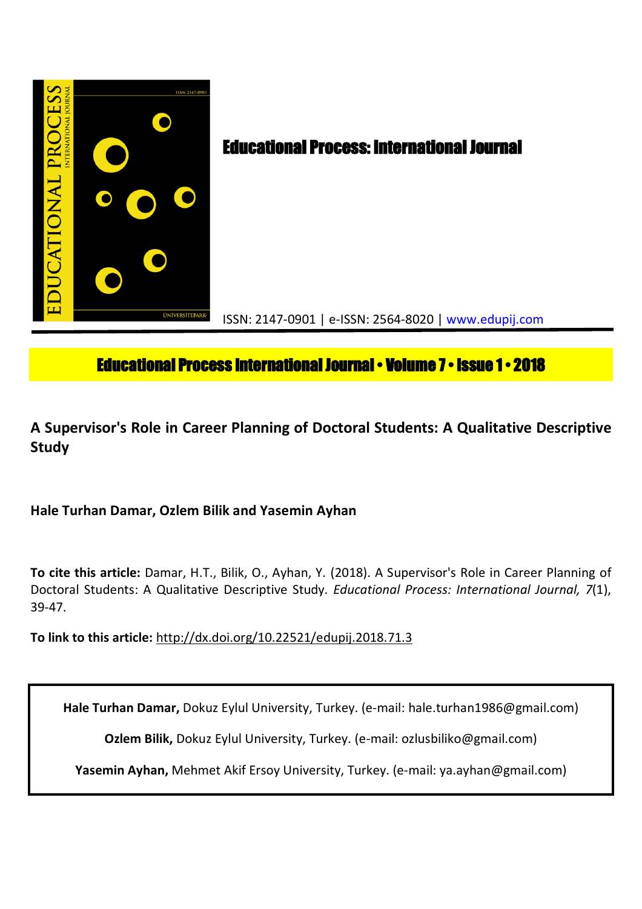# Educational Process: International Journal

ISSN: 2147-0901 | e-ISSN: 2564-8020 | www.edupij.com

**Educational Process International Journal • Volume 7 • Issue 1 • 2018**

## A Supervisor's Role in Career Planning of Doctoral Students: A Qualitative Descriptive Study

**Hale Turhan Damar, Ozlem Bilik and Yasemin Ayhan**

**To cite this article:** Damar, H.T., Bilik, O., Ayhan, Y. (2018). A Supervisor's Role in Career Planning of Doctoral Students: A Qualitative Descriptive Study. *Educational Process: International Journal, 7*(1), 39-47.

**To link to this article:** http://dx.doi.org/10.22521/edupij.2018.71.3

**Hale Turhan Damar,** Dokuz Eylul University, Turkey. (e-mail: hale.turhan1986@gmail.com)

**Ozlem Bilik,** Dokuz Eylul University, Turkey. (e-mail: ozlusbiliko@gmail.com)

**Yasemin Ayhan,** Mehmet Akif Ersoy University, Turkey. (e-mail: ya.ayhan@gmail.com)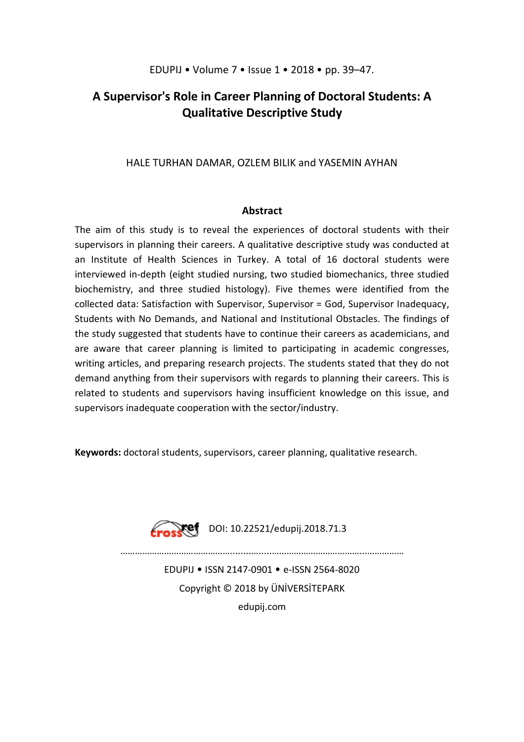# A Supervisor's Role in Career Planning of Doctoral Students: A Qualitative Descriptive Study

HALE TURHAN DAMAR, OZLEM BILIK and YASEMIN AYHAN

## Abstract

The aim of this study is to reveal the experiences of doctoral students with their supervisors in planning their careers. A qualitative descriptive study was conducted at an Institute of Health Sciences in Turkey. A total of 16 doctoral students were interviewed in-depth (eight studied nursing, two studied biomechanics, three studied biochemistry, and three studied histology). Five themes were identified from the collected data: Satisfaction with Supervisor, Supervisor = God, Supervisor Inadequacy, Students with No Demands, and National and Institutional Obstacles. The findings of the study suggested that students have to continue their careers as academicians, and are aware that career planning is limited to participating in academic congresses, writing articles, and preparing research projects. The students stated that they do not demand anything from their supervisors with regards to planning their careers. This is related to students and supervisors having insufficient knowledge on this issue, and supervisors inadequate cooperation with the sector/industry.

**Keywords:** doctoral students, supervisors, career planning, qualitative research.

DOI: 10.22521/edupij.2018.71.3

EDUPIJ • ISSN 2147-0901 • e-ISSN 2564-8020

Copyright © 2018 by ÜNİVERSİTEPARK

edupij.com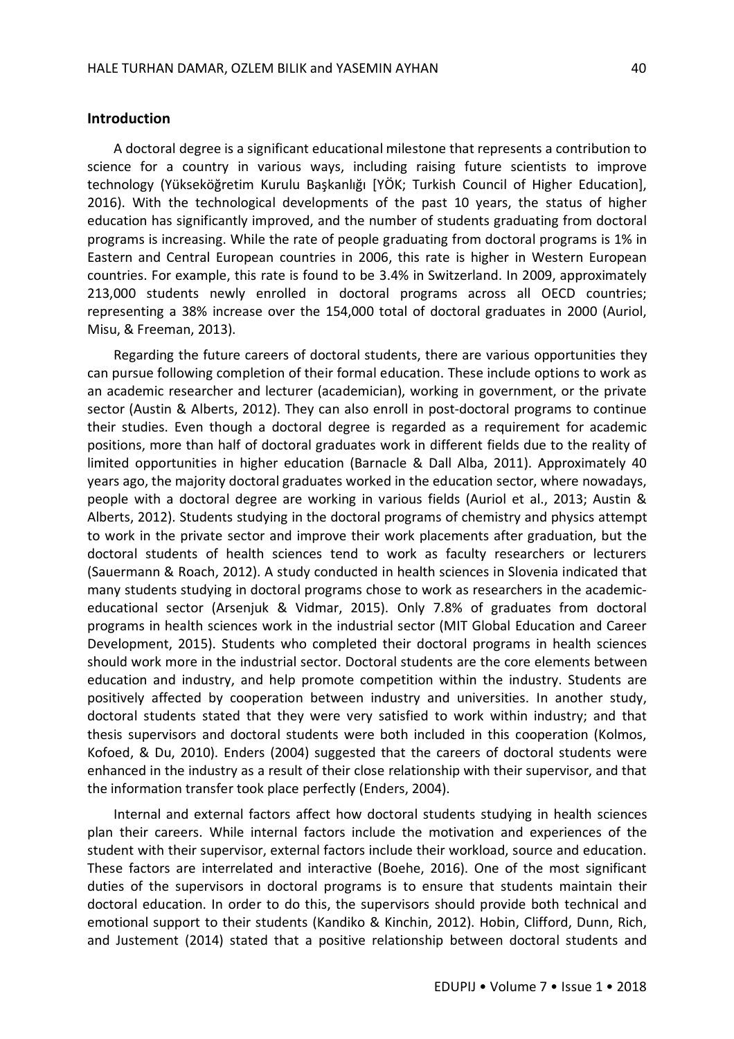## Introduction

A doctoral degree is a significant educational milestone that represents a contribution to science for a country in various ways, including raising future scientists to improve technology (Yükseköğretim Kurulu Başkanlığı [YÖK; Turkish Council of Higher Education], 2016). With the technological developments of the past 10 years, the status of higher education has significantly improved, and the number of students graduating from doctoral programs is increasing. While the rate of people graduating from doctoral programs is 1% in Eastern and Central European countries in 2006, this rate is higher in Western European countries. For example, this rate is found to be 3.4% in Switzerland. In 2009, approximately 213,000 students newly enrolled in doctoral programs across all OECD countries; representing a 38% increase over the 154,000 total of doctoral graduates in 2000 (Auriol, Misu, & Freeman, 2013).

Regarding the future careers of doctoral students, there are various opportunities they can pursue following completion of their formal education. These include options to work as an academic researcher and lecturer (academician), working in government, or the private sector (Austin & Alberts, 2012). They can also enroll in post-doctoral programs to continue their studies. Even though a doctoral degree is regarded as a requirement for academic positions, more than half of doctoral graduates work in different fields due to the reality of limited opportunities in higher education (Barnacle & Dall Alba, 2011). Approximately 40 years ago, the majority doctoral graduates worked in the education sector, where nowadays, people with a doctoral degree are working in various fields (Auriol et al., 2013; Austin & Alberts, 2012). Students studying in the doctoral programs of chemistry and physics attempt to work in the private sector and improve their work placements after graduation, but the doctoral students of health sciences tend to work as faculty researchers or lecturers (Sauermann & Roach, 2012). A study conducted in health sciences in Slovenia indicated that many students studying in doctoral programs chose to work as researchers in the academic-educational sector (Arsenjuk & Vidmar, 2015). Only 7.8% of graduates from doctoral programs in health sciences work in the industrial sector (MIT Global Education and Career Development, 2015). Students who completed their doctoral programs in health sciences should work more in the industrial sector. Doctoral students are the core elements between education and industry, and help promote competition within the industry. Students are positively affected by cooperation between industry and universities. In another study, doctoral students stated that they were very satisfied to work within industry; and that thesis supervisors and doctoral students were both included in this cooperation (Kolmos, Kofoed, & Du, 2010). Enders (2004) suggested that the careers of doctoral students were enhanced in the industry as a result of their close relationship with their supervisor, and that the information transfer took place perfectly (Enders, 2004).

Internal and external factors affect how doctoral students studying in health sciences plan their careers. While internal factors include the motivation and experiences of the student with their supervisor, external factors include their workload, source and education. These factors are interrelated and interactive (Boehe, 2016). One of the most significant duties of the supervisors in doctoral programs is to ensure that students maintain their doctoral education. In order to do this, the supervisors should provide both technical and emotional support to their students (Kandiko & Kinchin, 2012). Hobin, Clifford, Dunn, Rich, and Justement (2014) stated that a positive relationship between doctoral students and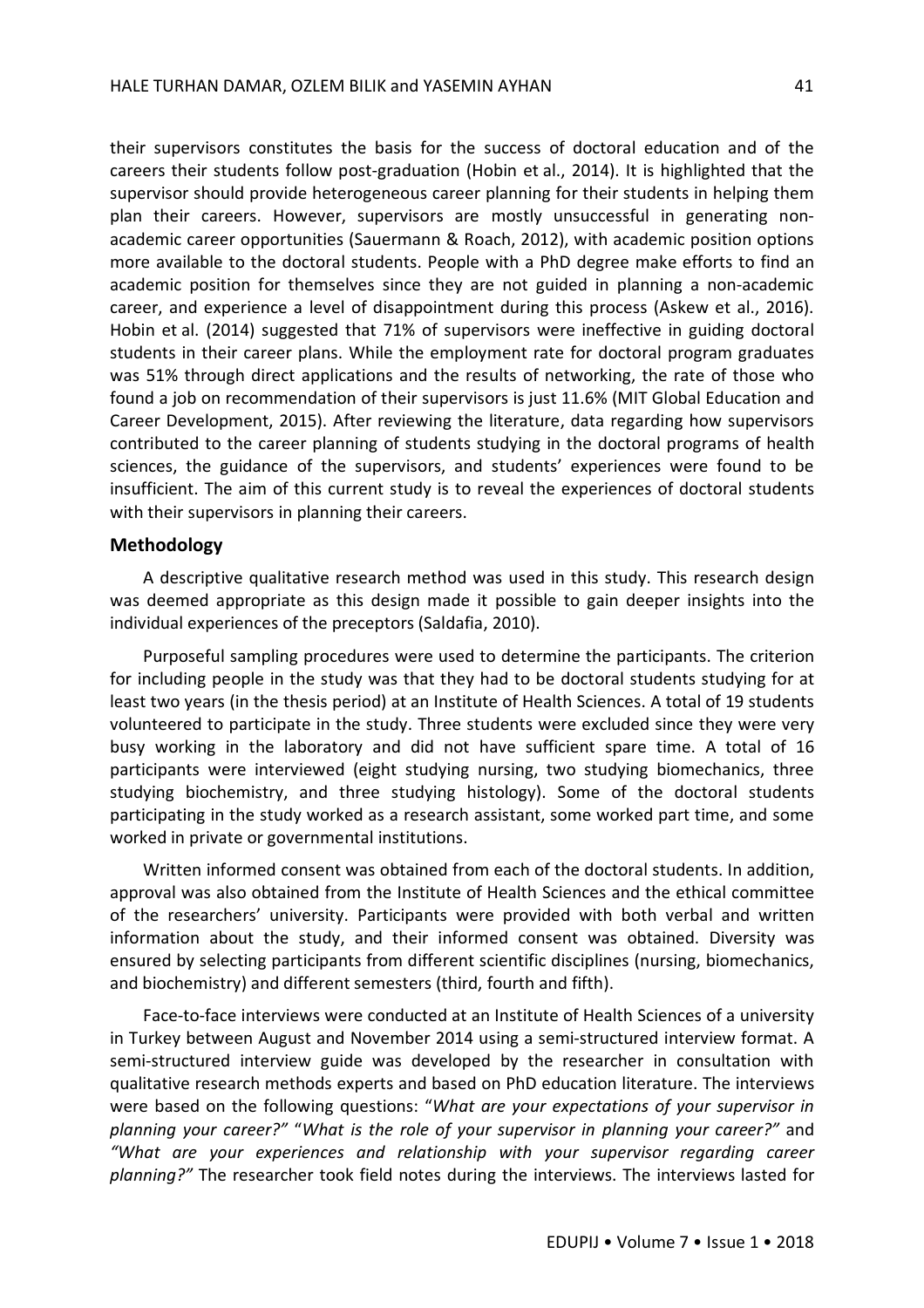their supervisors constitutes the basis for the success of doctoral education and of the careers their students follow post-graduation (Hobin et al., 2014). It is highlighted that the supervisor should provide heterogeneous career planning for their students in helping them plan their careers. However, supervisors are mostly unsuccessful in generating non-academic career opportunities (Sauermann & Roach, 2012), with academic position options more available to the doctoral students. People with a PhD degree make efforts to find an academic position for themselves since they are not guided in planning a non-academic career, and experience a level of disappointment during this process (Askew et al., 2016). Hobin et al. (2014) suggested that 71% of supervisors were ineffective in guiding doctoral students in their career plans. While the employment rate for doctoral program graduates was 51% through direct applications and the results of networking, the rate of those who found a job on recommendation of their supervisors is just 11.6% (MIT Global Education and Career Development, 2015). After reviewing the literature, data regarding how supervisors contributed to the career planning of students studying in the doctoral programs of health sciences, the guidance of the supervisors, and students' experiences were found to be insufficient. The aim of this current study is to reveal the experiences of doctoral students with their supervisors in planning their careers.

## Methodology

A descriptive qualitative research method was used in this study. This research design was deemed appropriate as this design made it possible to gain deeper insights into the individual experiences of the preceptors (Saldafia, 2010).

Purposeful sampling procedures were used to determine the participants. The criterion for including people in the study was that they had to be doctoral students studying for at least two years (in the thesis period) at an Institute of Health Sciences. A total of 19 students volunteered to participate in the study. Three students were excluded since they were very busy working in the laboratory and did not have sufficient spare time. A total of 16 participants were interviewed (eight studying nursing, two studying biomechanics, three studying biochemistry, and three studying histology). Some of the doctoral students participating in the study worked as a research assistant, some worked part time, and some worked in private or governmental institutions.

Written informed consent was obtained from each of the doctoral students. In addition, approval was also obtained from the Institute of Health Sciences and the ethical committee of the researchers' university. Participants were provided with both verbal and written information about the study, and their informed consent was obtained. Diversity was ensured by selecting participants from different scientific disciplines (nursing, biomechanics, and biochemistry) and different semesters (third, fourth and fifth).

Face-to-face interviews were conducted at an Institute of Health Sciences of a university in Turkey between August and November 2014 using a semi-structured interview format. A semi-structured interview guide was developed by the researcher in consultation with qualitative research methods experts and based on PhD education literature. The interviews were based on the following questions: "*What are your expectations of your supervisor in planning your career?*" "*What is the role of your supervisor in planning your career?*" and *"What are your experiences and relationship with your supervisor regarding career planning?"* The researcher took field notes during the interviews. The interviews lasted for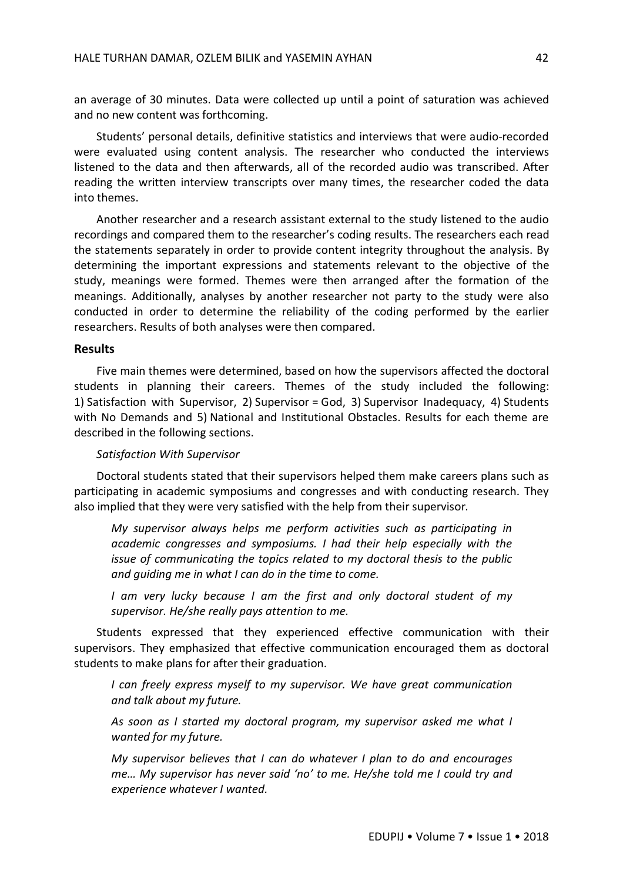an average of 30 minutes. Data were collected up until a point of saturation was achieved and no new content was forthcoming.

Students' personal details, definitive statistics and interviews that were audio-recorded were evaluated using content analysis. The researcher who conducted the interviews listened to the data and then afterwards, all of the recorded audio was transcribed. After reading the written interview transcripts over many times, the researcher coded the data into themes.

Another researcher and a research assistant external to the study listened to the audio recordings and compared them to the researcher's coding results. The researchers each read the statements separately in order to provide content integrity throughout the analysis. By determining the important expressions and statements relevant to the objective of the study, meanings were formed. Themes were then arranged after the formation of the meanings. Additionally, analyses by another researcher not party to the study were also conducted in order to determine the reliability of the coding performed by the earlier researchers. Results of both analyses were then compared.

## Results

Five main themes were determined, based on how the supervisors affected the doctoral students in planning their careers. Themes of the study included the following: 1) Satisfaction with Supervisor, 2) Supervisor = God, 3) Supervisor Inadequacy, 4) Students with No Demands and 5) National and Institutional Obstacles. Results for each theme are described in the following sections.

### *Satisfaction With Supervisor*

Doctoral students stated that their supervisors helped them make careers plans such as participating in academic symposiums and congresses and with conducting research. They also implied that they were very satisfied with the help from their supervisor.

> *My supervisor always helps me perform activities such as participating in academic congresses and symposiums. I had their help especially with the issue of communicating the topics related to my doctoral thesis to the public and guiding me in what I can do in the time to come.*
>
> *I am very lucky because I am the first and only doctoral student of my supervisor. He/she really pays attention to me.*

Students expressed that they experienced effective communication with their supervisors. They emphasized that effective communication encouraged them as doctoral students to make plans for after their graduation.

> *I can freely express myself to my supervisor. We have great communication and talk about my future.*
>
> *As soon as I started my doctoral program, my supervisor asked me what I wanted for my future.*
>
> *My supervisor believes that I can do whatever I plan to do and encourages me… My supervisor has never said 'no' to me. He/she told me I could try and experience whatever I wanted.*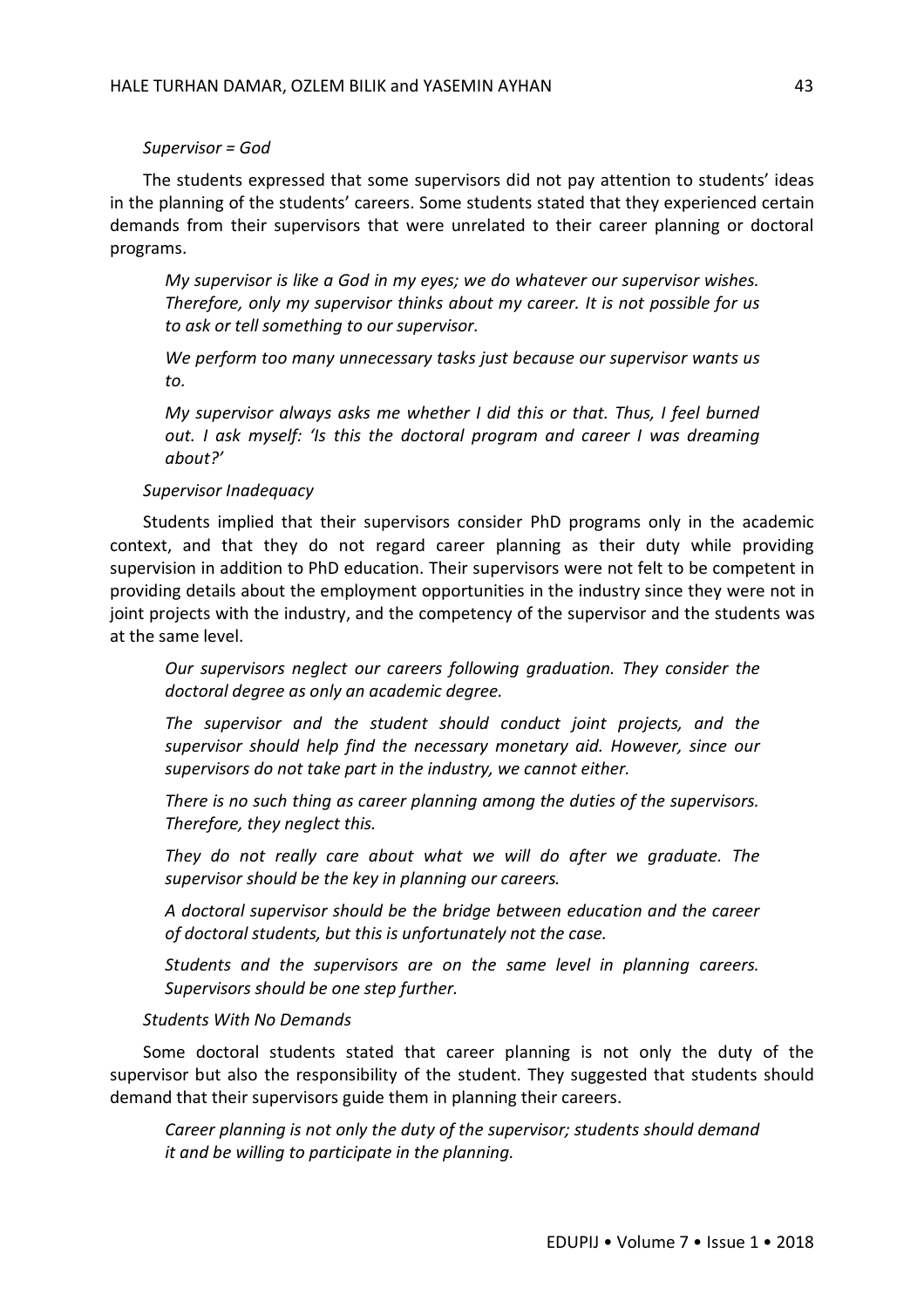*Supervisor = God*

The students expressed that some supervisors did not pay attention to students' ideas in the planning of the students' careers. Some students stated that they experienced certain demands from their supervisors that were unrelated to their career planning or doctoral programs.

> *My supervisor is like a God in my eyes; we do whatever our supervisor wishes. Therefore, only my supervisor thinks about my career. It is not possible for us to ask or tell something to our supervisor.*
>
> *We perform too many unnecessary tasks just because our supervisor wants us to.*
>
> *My supervisor always asks me whether I did this or that. Thus, I feel burned out. I ask myself: 'Is this the doctoral program and career I was dreaming about?'*

*Supervisor Inadequacy*

Students implied that their supervisors consider PhD programs only in the academic context, and that they do not regard career planning as their duty while providing supervision in addition to PhD education. Their supervisors were not felt to be competent in providing details about the employment opportunities in the industry since they were not in joint projects with the industry, and the competency of the supervisor and the students was at the same level.

> *Our supervisors neglect our careers following graduation. They consider the doctoral degree as only an academic degree.*
>
> *The supervisor and the student should conduct joint projects, and the supervisor should help find the necessary monetary aid. However, since our supervisors do not take part in the industry, we cannot either.*
>
> *There is no such thing as career planning among the duties of the supervisors. Therefore, they neglect this.*
>
> *They do not really care about what we will do after we graduate. The supervisor should be the key in planning our careers.*
>
> *A doctoral supervisor should be the bridge between education and the career of doctoral students, but this is unfortunately not the case.*
>
> *Students and the supervisors are on the same level in planning careers. Supervisors should be one step further.*

*Students With No Demands*

Some doctoral students stated that career planning is not only the duty of the supervisor but also the responsibility of the student. They suggested that students should demand that their supervisors guide them in planning their careers.

> *Career planning is not only the duty of the supervisor; students should demand it and be willing to participate in the planning.*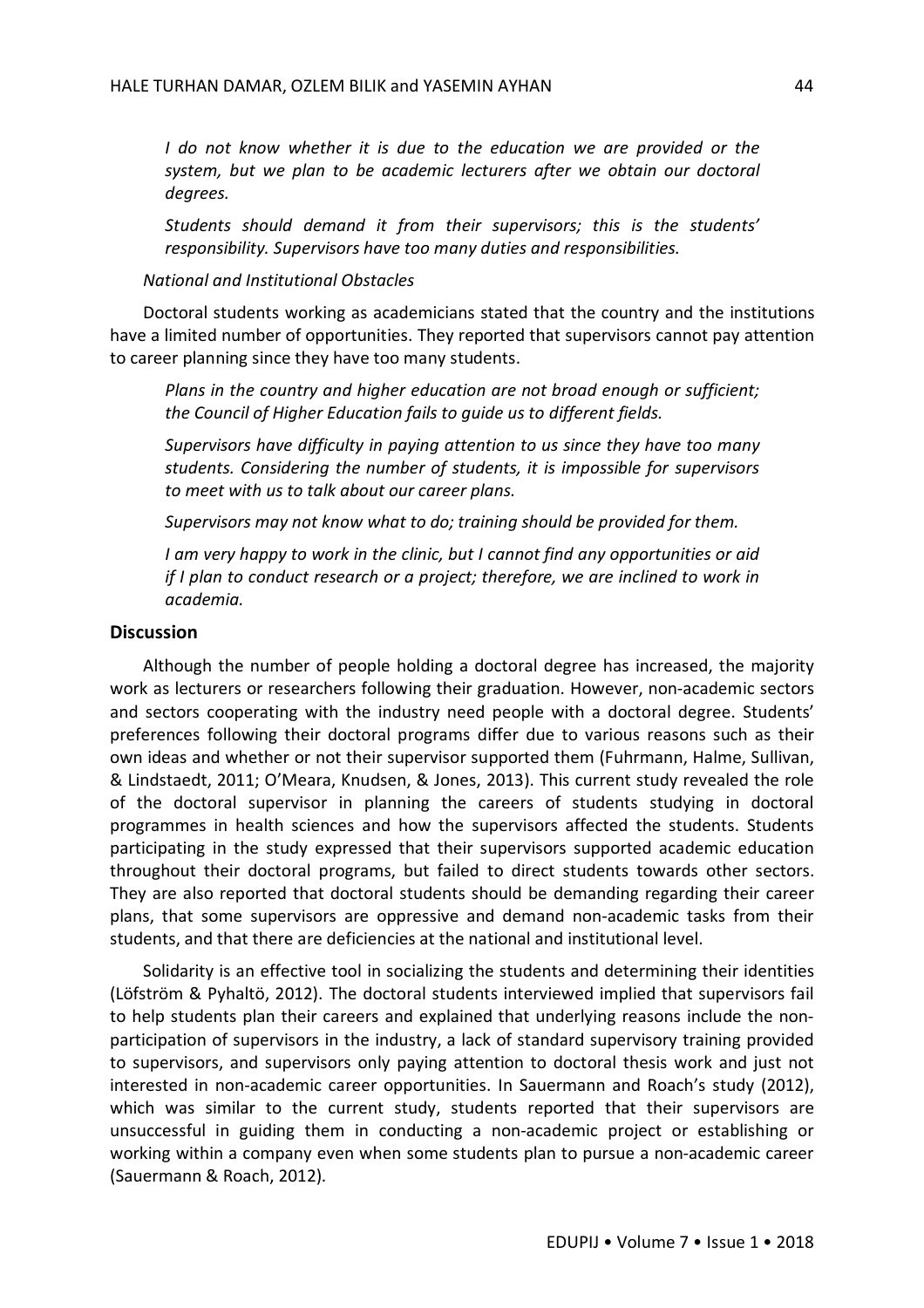*I do not know whether it is due to the education we are provided or the system, but we plan to be academic lecturers after we obtain our doctoral degrees.*

*Students should demand it from their supervisors; this is the students' responsibility. Supervisors have too many duties and responsibilities.*

*National and Institutional Obstacles*

Doctoral students working as academicians stated that the country and the institutions have a limited number of opportunities. They reported that supervisors cannot pay attention to career planning since they have too many students.

*Plans in the country and higher education are not broad enough or sufficient; the Council of Higher Education fails to guide us to different fields.*

*Supervisors have difficulty in paying attention to us since they have too many students. Considering the number of students, it is impossible for supervisors to meet with us to talk about our career plans.*

*Supervisors may not know what to do; training should be provided for them.*

*I am very happy to work in the clinic, but I cannot find any opportunities or aid if I plan to conduct research or a project; therefore, we are inclined to work in academia.*

## Discussion

Although the number of people holding a doctoral degree has increased, the majority work as lecturers or researchers following their graduation. However, non-academic sectors and sectors cooperating with the industry need people with a doctoral degree. Students' preferences following their doctoral programs differ due to various reasons such as their own ideas and whether or not their supervisor supported them (Fuhrmann, Halme, Sullivan, & Lindstaedt, 2011; O'Meara, Knudsen, & Jones, 2013). This current study revealed the role of the doctoral supervisor in planning the careers of students studying in doctoral programmes in health sciences and how the supervisors affected the students. Students participating in the study expressed that their supervisors supported academic education throughout their doctoral programs, but failed to direct students towards other sectors. They are also reported that doctoral students should be demanding regarding their career plans, that some supervisors are oppressive and demand non-academic tasks from their students, and that there are deficiencies at the national and institutional level.

Solidarity is an effective tool in socializing the students and determining their identities (Löfström & Pyhaltö, 2012). The doctoral students interviewed implied that supervisors fail to help students plan their careers and explained that underlying reasons include the non-participation of supervisors in the industry, a lack of standard supervisory training provided to supervisors, and supervisors only paying attention to doctoral thesis work and just not interested in non-academic career opportunities. In Sauermann and Roach's study (2012), which was similar to the current study, students reported that their supervisors are unsuccessful in guiding them in conducting a non-academic project or establishing or working within a company even when some students plan to pursue a non-academic career (Sauermann & Roach, 2012).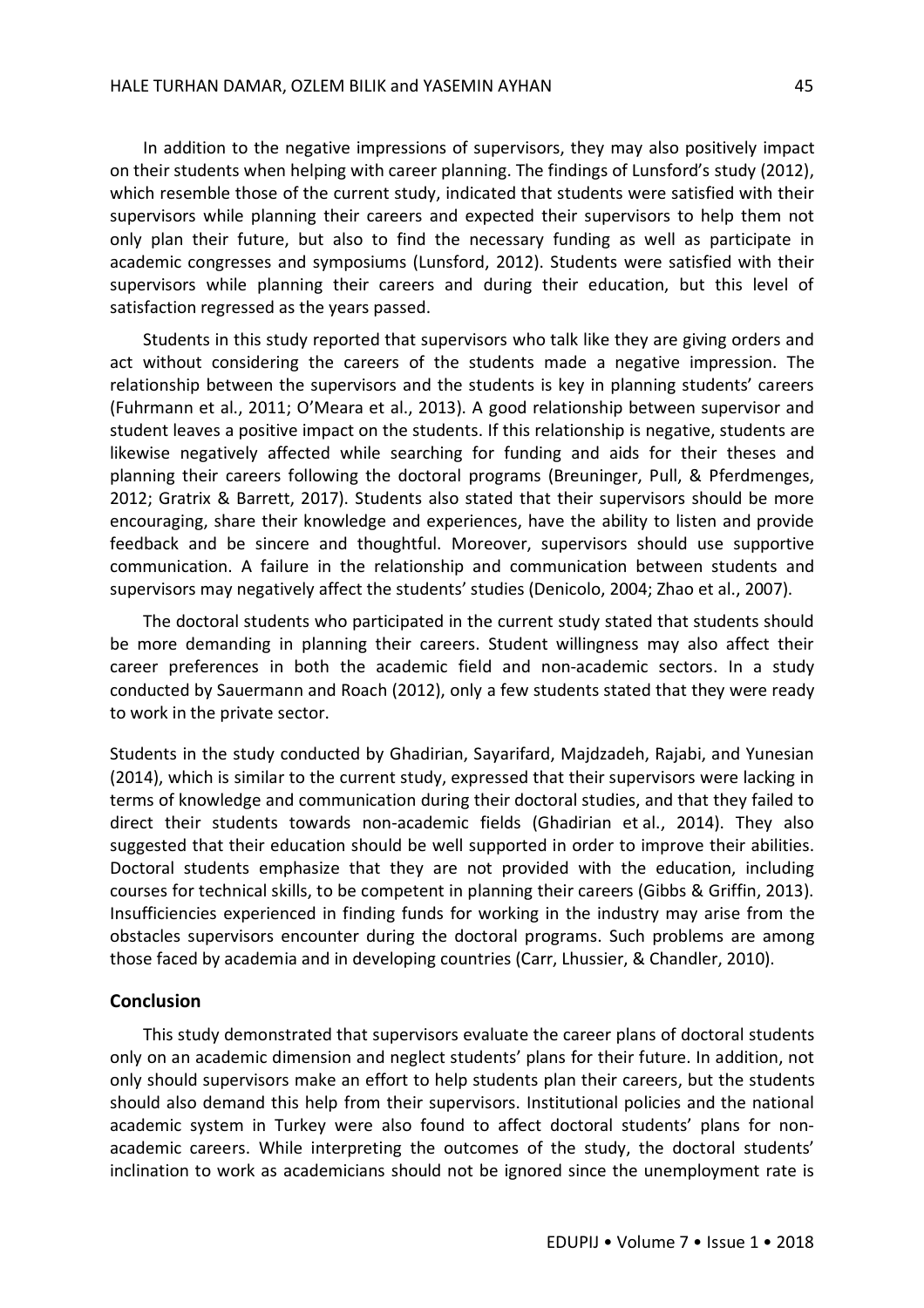In addition to the negative impressions of supervisors, they may also positively impact on their students when helping with career planning. The findings of Lunsford's study (2012), which resemble those of the current study, indicated that students were satisfied with their supervisors while planning their careers and expected their supervisors to help them not only plan their future, but also to find the necessary funding as well as participate in academic congresses and symposiums (Lunsford, 2012). Students were satisfied with their supervisors while planning their careers and during their education, but this level of satisfaction regressed as the years passed.

Students in this study reported that supervisors who talk like they are giving orders and act without considering the careers of the students made a negative impression. The relationship between the supervisors and the students is key in planning students' careers (Fuhrmann et al., 2011; O'Meara et al., 2013). A good relationship between supervisor and student leaves a positive impact on the students. If this relationship is negative, students are likewise negatively affected while searching for funding and aids for their theses and planning their careers following the doctoral programs (Breuninger, Pull, & Pferdmenges, 2012; Gratrix & Barrett, 2017). Students also stated that their supervisors should be more encouraging, share their knowledge and experiences, have the ability to listen and provide feedback and be sincere and thoughtful. Moreover, supervisors should use supportive communication. A failure in the relationship and communication between students and supervisors may negatively affect the students' studies (Denicolo, 2004; Zhao et al., 2007).

The doctoral students who participated in the current study stated that students should be more demanding in planning their careers. Student willingness may also affect their career preferences in both the academic field and non-academic sectors. In a study conducted by Sauermann and Roach (2012), only a few students stated that they were ready to work in the private sector.

Students in the study conducted by Ghadirian, Sayarifard, Majdzadeh, Rajabi, and Yunesian (2014), which is similar to the current study, expressed that their supervisors were lacking in terms of knowledge and communication during their doctoral studies, and that they failed to direct their students towards non-academic fields (Ghadirian et al., 2014). They also suggested that their education should be well supported in order to improve their abilities. Doctoral students emphasize that they are not provided with the education, including courses for technical skills, to be competent in planning their careers (Gibbs & Griffin, 2013). Insufficiencies experienced in finding funds for working in the industry may arise from the obstacles supervisors encounter during the doctoral programs. Such problems are among those faced by academia and in developing countries (Carr, Lhussier, & Chandler, 2010).

## Conclusion

This study demonstrated that supervisors evaluate the career plans of doctoral students only on an academic dimension and neglect students' plans for their future. In addition, not only should supervisors make an effort to help students plan their careers, but the students should also demand this help from their supervisors. Institutional policies and the national academic system in Turkey were also found to affect doctoral students' plans for non-academic careers. While interpreting the outcomes of the study, the doctoral students' inclination to work as academicians should not be ignored since the unemployment rate is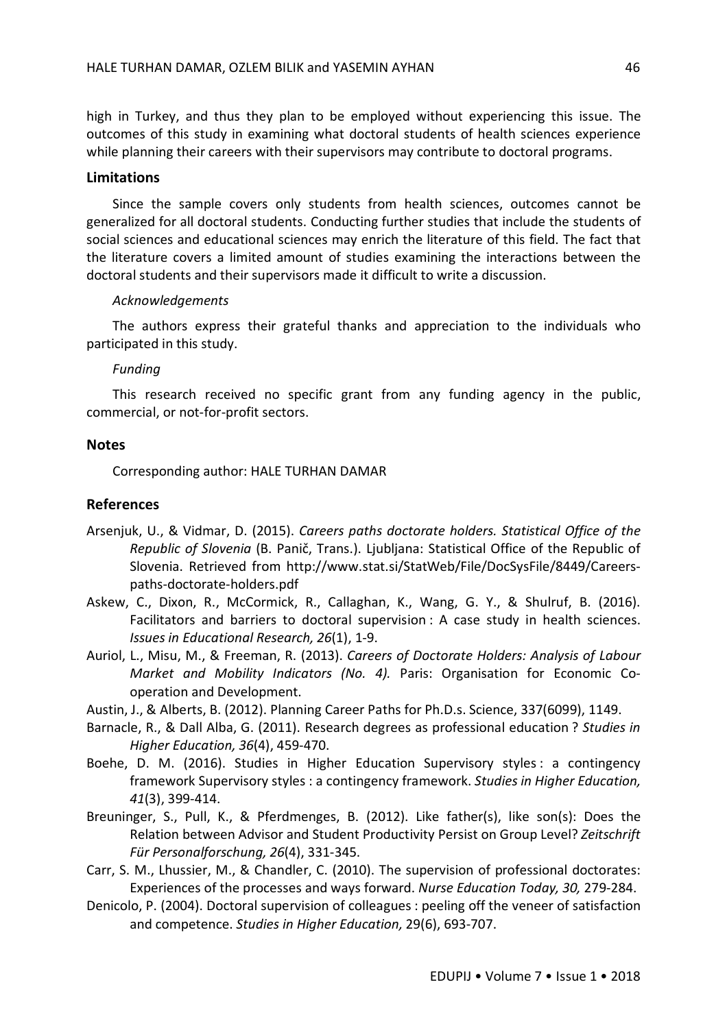high in Turkey, and thus they plan to be employed without experiencing this issue. The outcomes of this study in examining what doctoral students of health sciences experience while planning their careers with their supervisors may contribute to doctoral programs.

### Limitations

Since the sample covers only students from health sciences, outcomes cannot be generalized for all doctoral students. Conducting further studies that include the students of social sciences and educational sciences may enrich the literature of this field. The fact that the literature covers a limited amount of studies examining the interactions between the doctoral students and their supervisors made it difficult to write a discussion.

*Acknowledgements*

The authors express their grateful thanks and appreciation to the individuals who participated in this study.

*Funding*

This research received no specific grant from any funding agency in the public, commercial, or not-for-profit sectors.

### Notes

Corresponding author: HALE TURHAN DAMAR

### References

Arsenjuk, U., & Vidmar, D. (2015). *Careers paths doctorate holders. Statistical Office of the Republic of Slovenia* (B. Panič, Trans.). Ljubljana: Statistical Office of the Republic of Slovenia. Retrieved from http://www.stat.si/StatWeb/File/DocSysFile/8449/Careers-paths-doctorate-holders.pdf

Askew, C., Dixon, R., McCormick, R., Callaghan, K., Wang, G. Y., & Shulruf, B. (2016). Facilitators and barriers to doctoral supervision : A case study in health sciences. *Issues in Educational Research, 26*(1), 1-9.

Auriol, L., Misu, M., & Freeman, R. (2013). *Careers of Doctorate Holders: Analysis of Labour Market and Mobility Indicators (No. 4).* Paris: Organisation for Economic Co-operation and Development.

Austin, J., & Alberts, B. (2012). Planning Career Paths for Ph.D.s. Science, 337(6099), 1149.

Barnacle, R., & Dall Alba, G. (2011). Research degrees as professional education ? *Studies in Higher Education, 36*(4), 459-470.

Boehe, D. M. (2016). Studies in Higher Education Supervisory styles : a contingency framework Supervisory styles : a contingency framework. *Studies in Higher Education, 41*(3), 399-414.

Breuninger, S., Pull, K., & Pferdmenges, B. (2012). Like father(s), like son(s): Does the Relation between Advisor and Student Productivity Persist on Group Level? *Zeitschrift Für Personalforschung, 26*(4), 331-345.

Carr, S. M., Lhussier, M., & Chandler, C. (2010). The supervision of professional doctorates: Experiences of the processes and ways forward. *Nurse Education Today, 30,* 279-284.

Denicolo, P. (2004). Doctoral supervision of colleagues : peeling off the veneer of satisfaction and competence. *Studies in Higher Education,* 29(6), 693-707.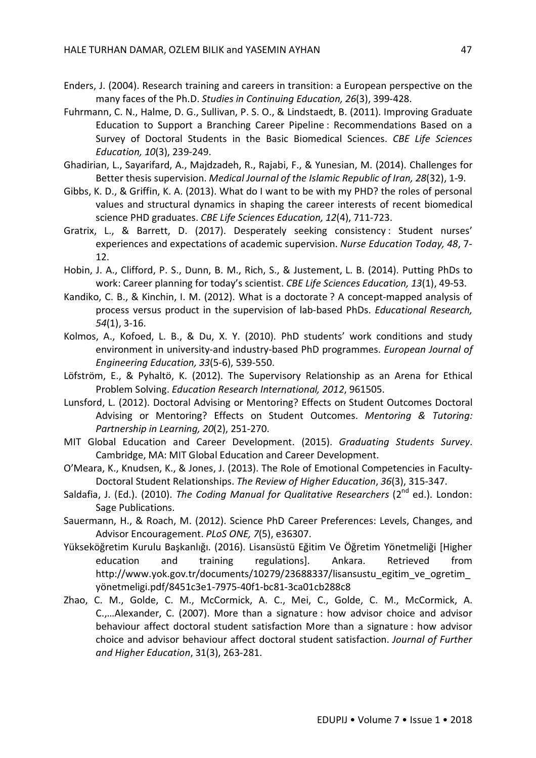Enders, J. (2004). Research training and careers in transition: a European perspective on the many faces of the Ph.D. *Studies in Continuing Education, 26*(3), 399-428.

Fuhrmann, C. N., Halme, D. G., Sullivan, P. S. O., & Lindstaedt, B. (2011). Improving Graduate Education to Support a Branching Career Pipeline : Recommendations Based on a Survey of Doctoral Students in the Basic Biomedical Sciences. *CBE Life Sciences Education, 10*(3), 239-249.

Ghadirian, L., Sayarifard, A., Majdzadeh, R., Rajabi, F., & Yunesian, M. (2014). Challenges for Better thesis supervision. *Medical Journal of the Islamic Republic of Iran, 28*(32), 1-9.

Gibbs, K. D., & Griffin, K. A. (2013). What do I want to be with my PHD? the roles of personal values and structural dynamics in shaping the career interests of recent biomedical science PHD graduates. *CBE Life Sciences Education, 12*(4), 711-723.

Gratrix, L., & Barrett, D. (2017). Desperately seeking consistency : Student nurses' experiences and expectations of academic supervision. *Nurse Education Today, 48*, 7-12.

Hobin, J. A., Clifford, P. S., Dunn, B. M., Rich, S., & Justement, L. B. (2014). Putting PhDs to work: Career planning for today's scientist. *CBE Life Sciences Education, 13*(1), 49-53.

Kandiko, C. B., & Kinchin, I. M. (2012). What is a doctorate ? A concept-mapped analysis of process versus product in the supervision of lab-based PhDs. *Educational Research, 54*(1), 3-16.

Kolmos, A., Kofoed, L. B., & Du, X. Y. (2010). PhD students' work conditions and study environment in university-and industry-based PhD programmes. *European Journal of Engineering Education, 33*(5-6), 539-550.

Löfström, E., & Pyhaltö, K. (2012). The Supervisory Relationship as an Arena for Ethical Problem Solving. *Education Research International, 2012*, 961505.

Lunsford, L. (2012). Doctoral Advising or Mentoring? Effects on Student Outcomes Doctoral Advising or Mentoring? Effects on Student Outcomes. *Mentoring & Tutoring: Partnership in Learning, 20*(2), 251-270.

MIT Global Education and Career Development. (2015). *Graduating Students Survey*. Cambridge, MA: MIT Global Education and Career Development.

O'Meara, K., Knudsen, K., & Jones, J. (2013). The Role of Emotional Competencies in Faculty-Doctoral Student Relationships. *The Review of Higher Education*, *36*(3), 315-347.

Saldafia, J. (Ed.). (2010). *The Coding Manual for Qualitative Researchers* (2nd ed.). London: Sage Publications.

Sauermann, H., & Roach, M. (2012). Science PhD Career Preferences: Levels, Changes, and Advisor Encouragement. *PLoS ONE, 7*(5), e36307.

Yükseköğretim Kurulu Başkanlığı. (2016). Lisansüstü Eğitim Ve Öğretim Yönetmeliği [Higher education and training regulations]. Ankara. Retrieved from http://www.yok.gov.tr/documents/10279/23688337/lisansustu_egitim_ve_ogretim_yönetmeligi.pdf/8451c3e1-7975-40f1-bc81-3ca01cb288c8

Zhao, C. M., Golde, C. M., McCormick, A. C., Mei, C., Golde, C. M., McCormick, A. C.,…Alexander, C. (2007). More than a signature : how advisor choice and advisor behaviour affect doctoral student satisfaction More than a signature : how advisor choice and advisor behaviour affect doctoral student satisfaction. *Journal of Further and Higher Education*, 31(3), 263-281.